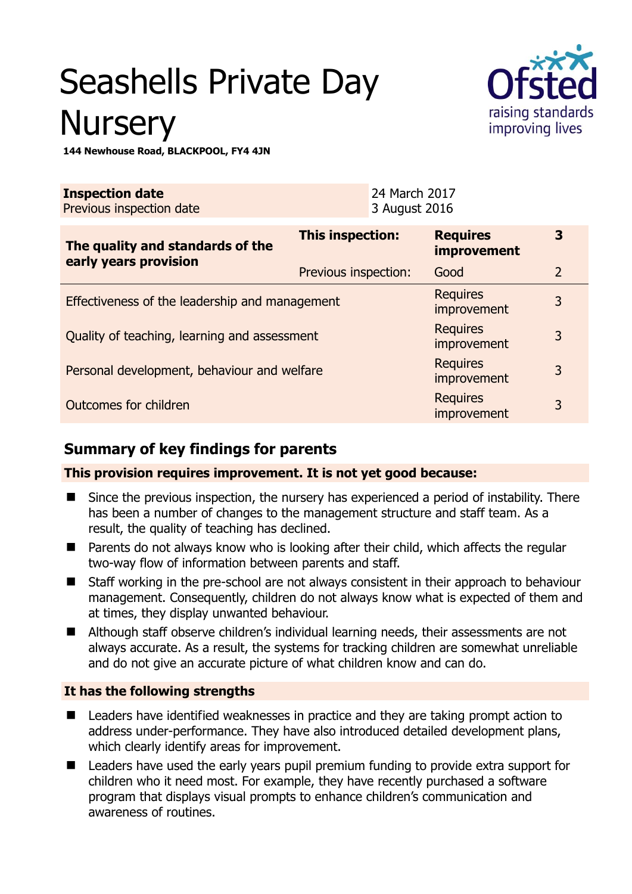# Seashells Private Day Nursery

**144 Newhouse Road, BLACKPOOL, FY4 4JN**

| **Inspection date** | 24 March 2017 |
|---|---|
| Previous inspection date | 3 August 2016 |

| **The quality and standards of the early years provision** | **This inspection:** | **Requires improvement** | **3** |
|---|---|---|---|
| | Previous inspection: | Good | 2 |
| Effectiveness of the leadership and management | | Requires improvement | 3 |
| Quality of teaching, learning and assessment | | Requires improvement | 3 |
| Personal development, behaviour and welfare | | Requires improvement | 3 |
| Outcomes for children | | Requires improvement | 3 |

## Summary of key findings for parents

**This provision requires improvement. It is not yet good because:**

- Since the previous inspection, the nursery has experienced a period of instability. There has been a number of changes to the management structure and staff team. As a result, the quality of teaching has declined.
- Parents do not always know who is looking after their child, which affects the regular two-way flow of information between parents and staff.
- Staff working in the pre-school are not always consistent in their approach to behaviour management. Consequently, children do not always know what is expected of them and at times, they display unwanted behaviour.
- Although staff observe children's individual learning needs, their assessments are not always accurate. As a result, the systems for tracking children are somewhat unreliable and do not give an accurate picture of what children know and can do.

**It has the following strengths**

- Leaders have identified weaknesses in practice and they are taking prompt action to address under-performance. They have also introduced detailed development plans, which clearly identify areas for improvement.
- Leaders have used the early years pupil premium funding to provide extra support for children who it need most. For example, they have recently purchased a software program that displays visual prompts to enhance children's communication and awareness of routines.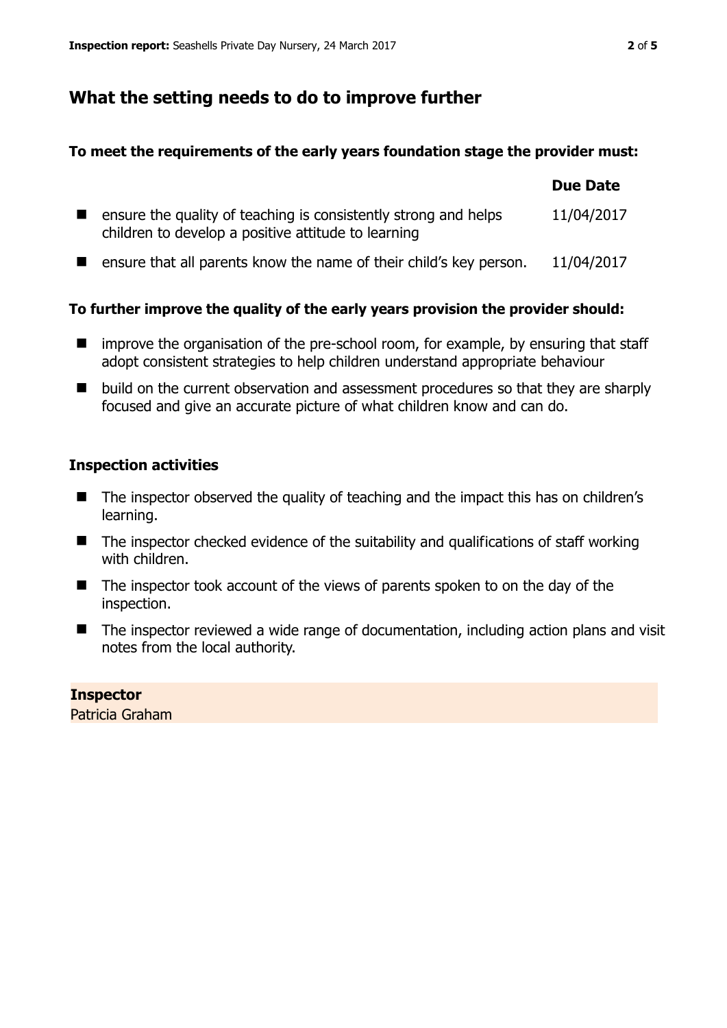## What the setting needs to do to improve further

**To meet the requirements of the early years foundation stage the provider must:**

| | Due Date |
|---|---|
| ensure the quality of teaching is consistently strong and helps children to develop a positive attitude to learning | 11/04/2017 |
| ensure that all parents know the name of their child's key person. | 11/04/2017 |

**To further improve the quality of the early years provision the provider should:**

- improve the organisation of the pre-school room, for example, by ensuring that staff adopt consistent strategies to help children understand appropriate behaviour
- build on the current observation and assessment procedures so that they are sharply focused and give an accurate picture of what children know and can do.

### Inspection activities

- The inspector observed the quality of teaching and the impact this has on children's learning.
- The inspector checked evidence of the suitability and qualifications of staff working with children.
- The inspector took account of the views of parents spoken to on the day of the inspection.
- The inspector reviewed a wide range of documentation, including action plans and visit notes from the local authority.

**Inspector**
Patricia Graham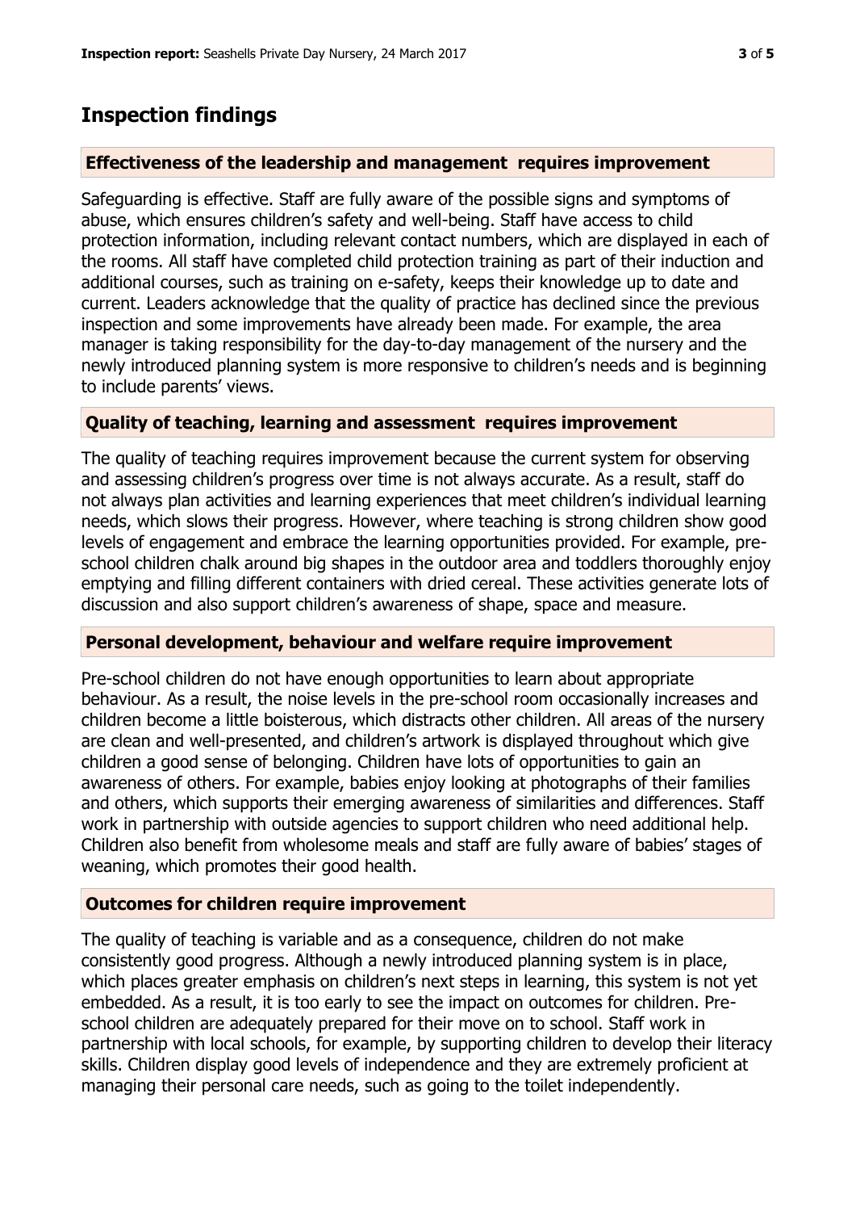## Inspection findings

### Effectiveness of the leadership and management requires improvement

Safeguarding is effective. Staff are fully aware of the possible signs and symptoms of abuse, which ensures children's safety and well-being. Staff have access to child protection information, including relevant contact numbers, which are displayed in each of the rooms. All staff have completed child protection training as part of their induction and additional courses, such as training on e-safety, keeps their knowledge up to date and current. Leaders acknowledge that the quality of practice has declined since the previous inspection and some improvements have already been made. For example, the area manager is taking responsibility for the day-to-day management of the nursery and the newly introduced planning system is more responsive to children's needs and is beginning to include parents' views.

### Quality of teaching, learning and assessment requires improvement

The quality of teaching requires improvement because the current system for observing and assessing children's progress over time is not always accurate. As a result, staff do not always plan activities and learning experiences that meet children's individual learning needs, which slows their progress. However, where teaching is strong children show good levels of engagement and embrace the learning opportunities provided. For example, pre-school children chalk around big shapes in the outdoor area and toddlers thoroughly enjoy emptying and filling different containers with dried cereal. These activities generate lots of discussion and also support children's awareness of shape, space and measure.

### Personal development, behaviour and welfare require improvement

Pre-school children do not have enough opportunities to learn about appropriate behaviour. As a result, the noise levels in the pre-school room occasionally increases and children become a little boisterous, which distracts other children. All areas of the nursery are clean and well-presented, and children's artwork is displayed throughout which give children a good sense of belonging. Children have lots of opportunities to gain an awareness of others. For example, babies enjoy looking at photographs of their families and others, which supports their emerging awareness of similarities and differences. Staff work in partnership with outside agencies to support children who need additional help. Children also benefit from wholesome meals and staff are fully aware of babies' stages of weaning, which promotes their good health.

### Outcomes for children require improvement

The quality of teaching is variable and as a consequence, children do not make consistently good progress. Although a newly introduced planning system is in place, which places greater emphasis on children's next steps in learning, this system is not yet embedded. As a result, it is too early to see the impact on outcomes for children. Pre-school children are adequately prepared for their move on to school. Staff work in partnership with local schools, for example, by supporting children to develop their literacy skills. Children display good levels of independence and they are extremely proficient at managing their personal care needs, such as going to the toilet independently.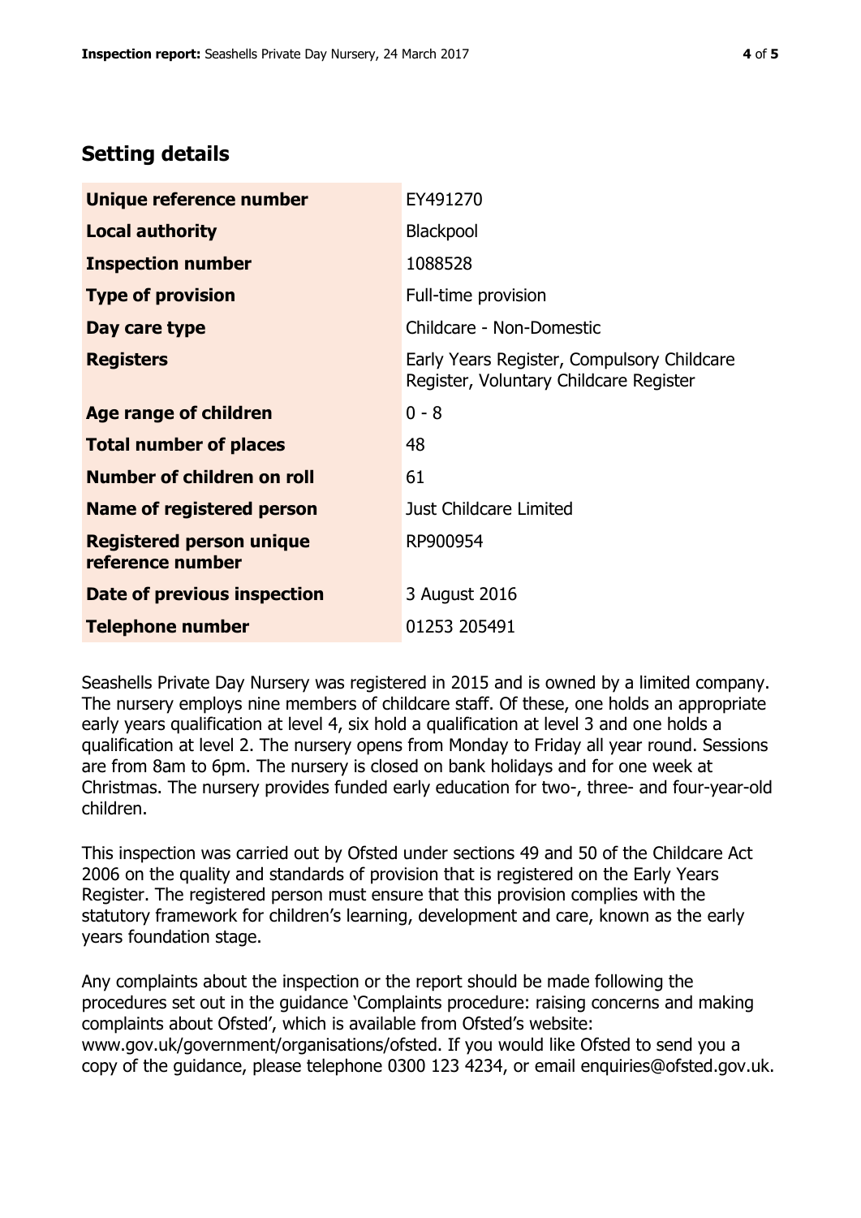## Setting details

| | |
|---|---|
| **Unique reference number** | EY491270 |
| **Local authority** | Blackpool |
| **Inspection number** | 1088528 |
| **Type of provision** | Full-time provision |
| **Day care type** | Childcare - Non-Domestic |
| **Registers** | Early Years Register, Compulsory Childcare Register, Voluntary Childcare Register |
| **Age range of children** | 0 - 8 |
| **Total number of places** | 48 |
| **Number of children on roll** | 61 |
| **Name of registered person** | Just Childcare Limited |
| **Registered person unique reference number** | RP900954 |
| **Date of previous inspection** | 3 August 2016 |
| **Telephone number** | 01253 205491 |

Seashells Private Day Nursery was registered in 2015 and is owned by a limited company. The nursery employs nine members of childcare staff. Of these, one holds an appropriate early years qualification at level 4, six hold a qualification at level 3 and one holds a qualification at level 2. The nursery opens from Monday to Friday all year round. Sessions are from 8am to 6pm. The nursery is closed on bank holidays and for one week at Christmas. The nursery provides funded early education for two-, three- and four-year-old children.

This inspection was carried out by Ofsted under sections 49 and 50 of the Childcare Act 2006 on the quality and standards of provision that is registered on the Early Years Register. The registered person must ensure that this provision complies with the statutory framework for children's learning, development and care, known as the early years foundation stage.

Any complaints about the inspection or the report should be made following the procedures set out in the guidance 'Complaints procedure: raising concerns and making complaints about Ofsted', which is available from Ofsted's website: www.gov.uk/government/organisations/ofsted. If you would like Ofsted to send you a copy of the guidance, please telephone 0300 123 4234, or email enquiries@ofsted.gov.uk.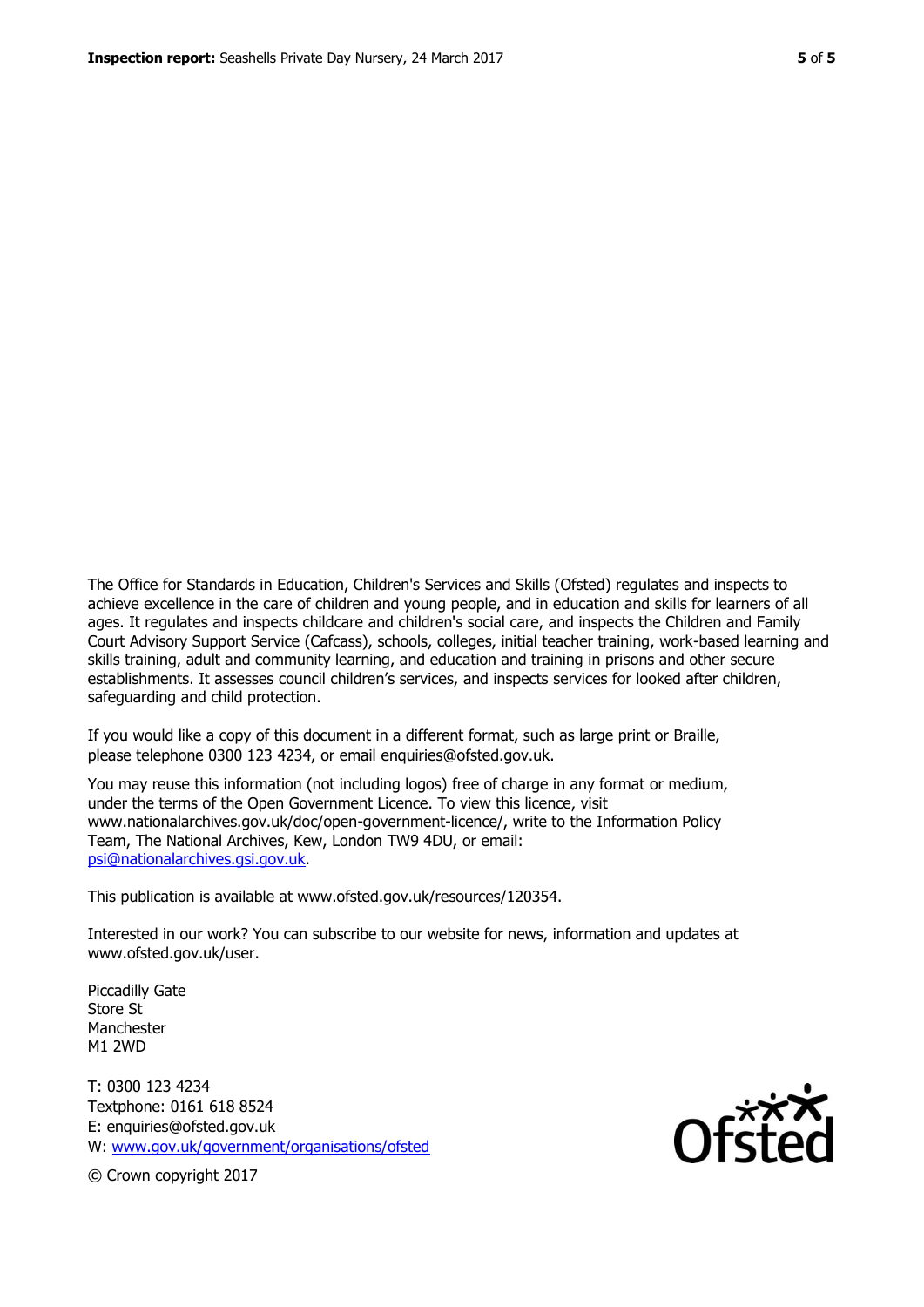The Office for Standards in Education, Children's Services and Skills (Ofsted) regulates and inspects to achieve excellence in the care of children and young people, and in education and skills for learners of all ages. It regulates and inspects childcare and children's social care, and inspects the Children and Family Court Advisory Support Service (Cafcass), schools, colleges, initial teacher training, work-based learning and skills training, adult and community learning, and education and training in prisons and other secure establishments. It assesses council children's services, and inspects services for looked after children, safeguarding and child protection.

If you would like a copy of this document in a different format, such as large print or Braille, please telephone 0300 123 4234, or email enquiries@ofsted.gov.uk.

You may reuse this information (not including logos) free of charge in any format or medium, under the terms of the Open Government Licence. To view this licence, visit www.nationalarchives.gov.uk/doc/open-government-licence/, write to the Information Policy Team, The National Archives, Kew, London TW9 4DU, or email: psi@nationalarchives.gsi.gov.uk.

This publication is available at www.ofsted.gov.uk/resources/120354.

Interested in our work? You can subscribe to our website for news, information and updates at www.ofsted.gov.uk/user.

Piccadilly Gate
Store St
Manchester
M1 2WD

T: 0300 123 4234
Textphone: 0161 618 8524
E: enquiries@ofsted.gov.uk
W: www.gov.uk/government/organisations/ofsted

© Crown copyright 2017